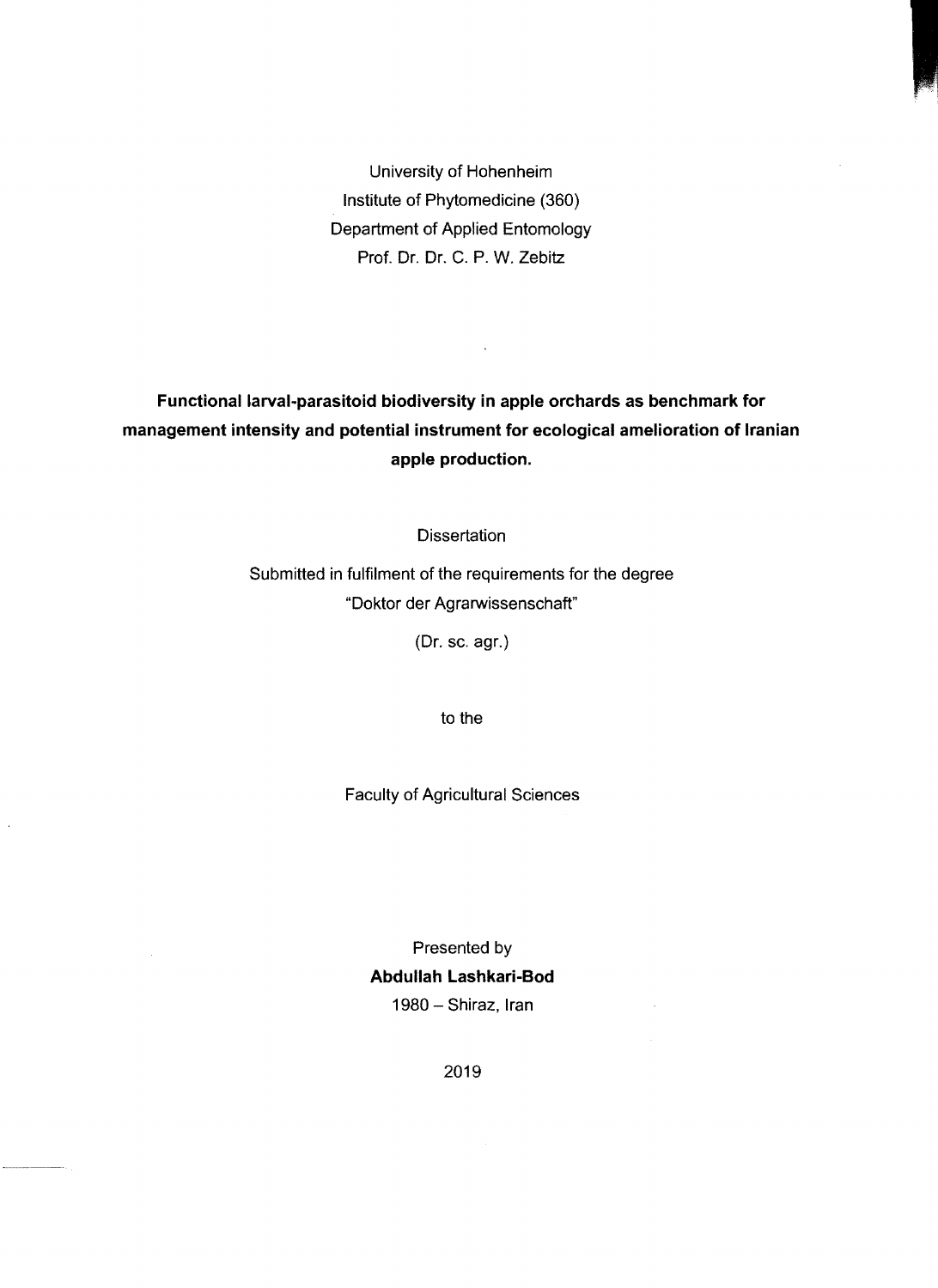University of Hohenheim

Institute of Phytomedicine (360)

Department of Applied Entomology

Prof. Dr. Dr. C. P. W. Zebitz

# Functional larval-parasitoid biodiversity in apple orchards as benchmark for management intensity and potential instrument for ecological amelioration of Iranian apple production.

Dissertation

Submitted in fulfilment of the requirements for the degree

"Doktor der Agrarwissenschaft"

(Dr. sc. agr.)

to the

Faculty of Agricultural Sciences

Presented by

**Abdullah Lashkari-Bod**

1980 – Shiraz, Iran

2019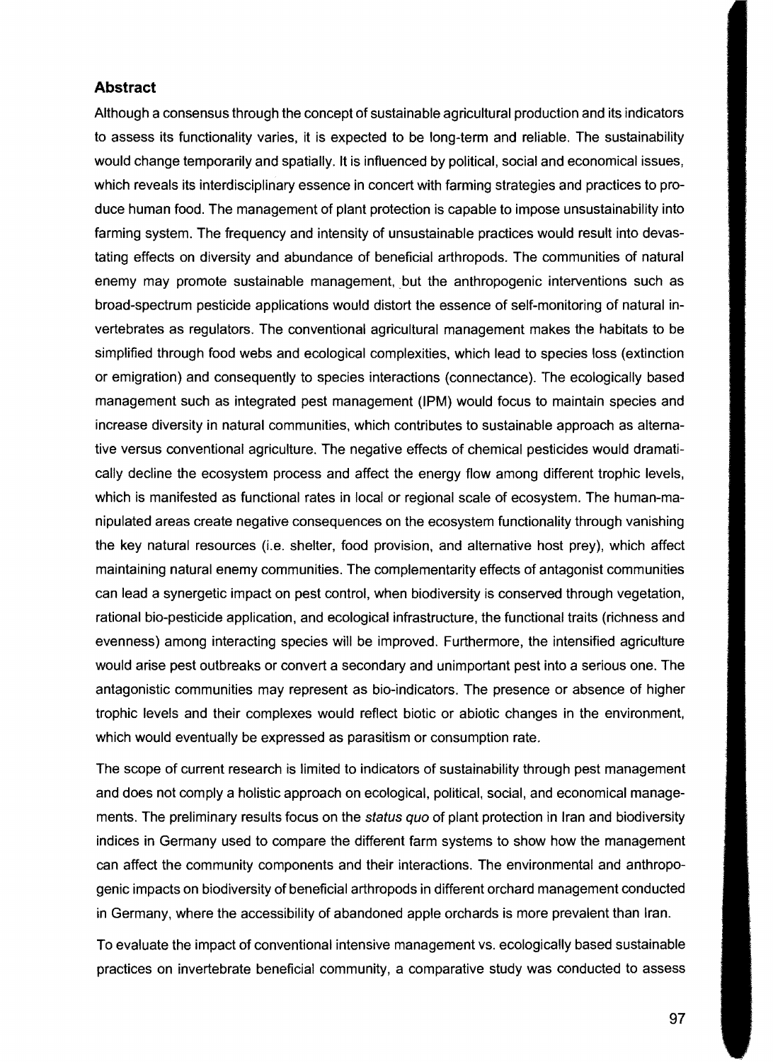## Abstract

Although a consensus through the concept of sustainable agricultural production and its indicators to assess its functionality varies, it is expected to be long-term and reliable. The sustainability would change temporarily and spatially. It is influenced by political, social and economical issues, which reveals its interdisciplinary essence in concert with farming strategies and practices to produce human food. The management of plant protection is capable to impose unsustainability into farming system. The frequency and intensity of unsustainable practices would result into devastating effects on diversity and abundance of beneficial arthropods. The communities of natural enemy may promote sustainable management, but the anthropogenic interventions such as broad-spectrum pesticide applications would distort the essence of self-monitoring of natural invertebrates as regulators. The conventional agricultural management makes the habitats to be simplified through food webs and ecological complexities, which lead to species loss (extinction or emigration) and consequently to species interactions (connectance). The ecologically based management such as integrated pest management (IPM) would focus to maintain species and increase diversity in natural communities, which contributes to sustainable approach as alternative versus conventional agriculture. The negative effects of chemical pesticides would dramatically decline the ecosystem process and affect the energy flow among different trophic levels, which is manifested as functional rates in local or regional scale of ecosystem. The human-manipulated areas create negative consequences on the ecosystem functionality through vanishing the key natural resources (i.e. shelter, food provision, and alternative host prey), which affect maintaining natural enemy communities. The complementarity effects of antagonist communities can lead a synergetic impact on pest control, when biodiversity is conserved through vegetation, rational bio-pesticide application, and ecological infrastructure, the functional traits (richness and evenness) among interacting species will be improved. Furthermore, the intensified agriculture would arise pest outbreaks or convert a secondary and unimportant pest into a serious one. The antagonistic communities may represent as bio-indicators. The presence or absence of higher trophic levels and their complexes would reflect biotic or abiotic changes in the environment, which would eventually be expressed as parasitism or consumption rate.

The scope of current research is limited to indicators of sustainability through pest management and does not comply a holistic approach on ecological, political, social, and economical managements. The preliminary results focus on the *status quo* of plant protection in Iran and biodiversity indices in Germany used to compare the different farm systems to show how the management can affect the community components and their interactions. The environmental and anthropogenic impacts on biodiversity of beneficial arthropods in different orchard management conducted in Germany, where the accessibility of abandoned apple orchards is more prevalent than Iran.

To evaluate the impact of conventional intensive management vs. ecologically based sustainable practices on invertebrate beneficial community, a comparative study was conducted to assess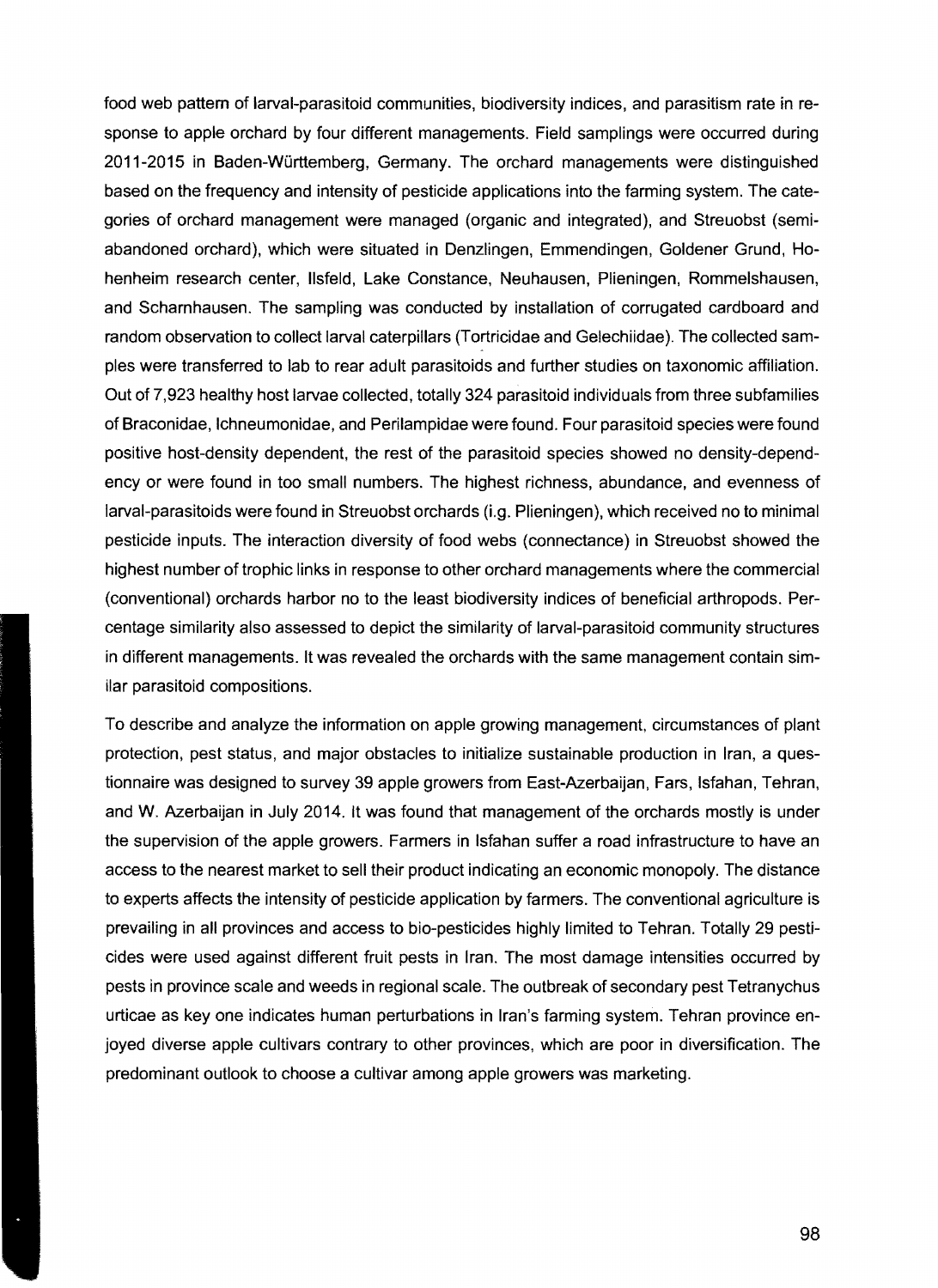food web pattern of larval-parasitoid communities, biodiversity indices, and parasitism rate in response to apple orchard by four different managements. Field samplings were occurred during 2011-2015 in Baden-Württemberg, Germany. The orchard managements were distinguished based on the frequency and intensity of pesticide applications into the farming system. The categories of orchard management were managed (organic and integrated), and Streuobst (semi-abandoned orchard), which were situated in Denzlingen, Emmendingen, Goldener Grund, Hohenheim research center, Ilsfeld, Lake Constance, Neuhausen, Plieningen, Rommelshausen, and Scharnhausen. The sampling was conducted by installation of corrugated cardboard and random observation to collect larval caterpillars (Tortricidae and Gelechiidae). The collected samples were transferred to lab to rear adult parasitoids and further studies on taxonomic affiliation. Out of 7,923 healthy host larvae collected, totally 324 parasitoid individuals from three subfamilies of Braconidae, Ichneumonidae, and Perilampidae were found. Four parasitoid species were found positive host-density dependent, the rest of the parasitoid species showed no density-dependency or were found in too small numbers. The highest richness, abundance, and evenness of larval-parasitoids were found in Streuobst orchards (i.g. Plieningen), which received no to minimal pesticide inputs. The interaction diversity of food webs (connectance) in Streuobst showed the highest number of trophic links in response to other orchard managements where the commercial (conventional) orchards harbor no to the least biodiversity indices of beneficial arthropods. Percentage similarity also assessed to depict the similarity of larval-parasitoid community structures in different managements. It was revealed the orchards with the same management contain similar parasitoid compositions.

To describe and analyze the information on apple growing management, circumstances of plant protection, pest status, and major obstacles to initialize sustainable production in Iran, a questionnaire was designed to survey 39 apple growers from East-Azerbaijan, Fars, Isfahan, Tehran, and W. Azerbaijan in July 2014. It was found that management of the orchards mostly is under the supervision of the apple growers. Farmers in Isfahan suffer a road infrastructure to have an access to the nearest market to sell their product indicating an economic monopoly. The distance to experts affects the intensity of pesticide application by farmers. The conventional agriculture is prevailing in all provinces and access to bio-pesticides highly limited to Tehran. Totally 29 pesticides were used against different fruit pests in Iran. The most damage intensities occurred by pests in province scale and weeds in regional scale. The outbreak of secondary pest Tetranychus urticae as key one indicates human perturbations in Iran's farming system. Tehran province enjoyed diverse apple cultivars contrary to other provinces, which are poor in diversification. The predominant outlook to choose a cultivar among apple growers was marketing.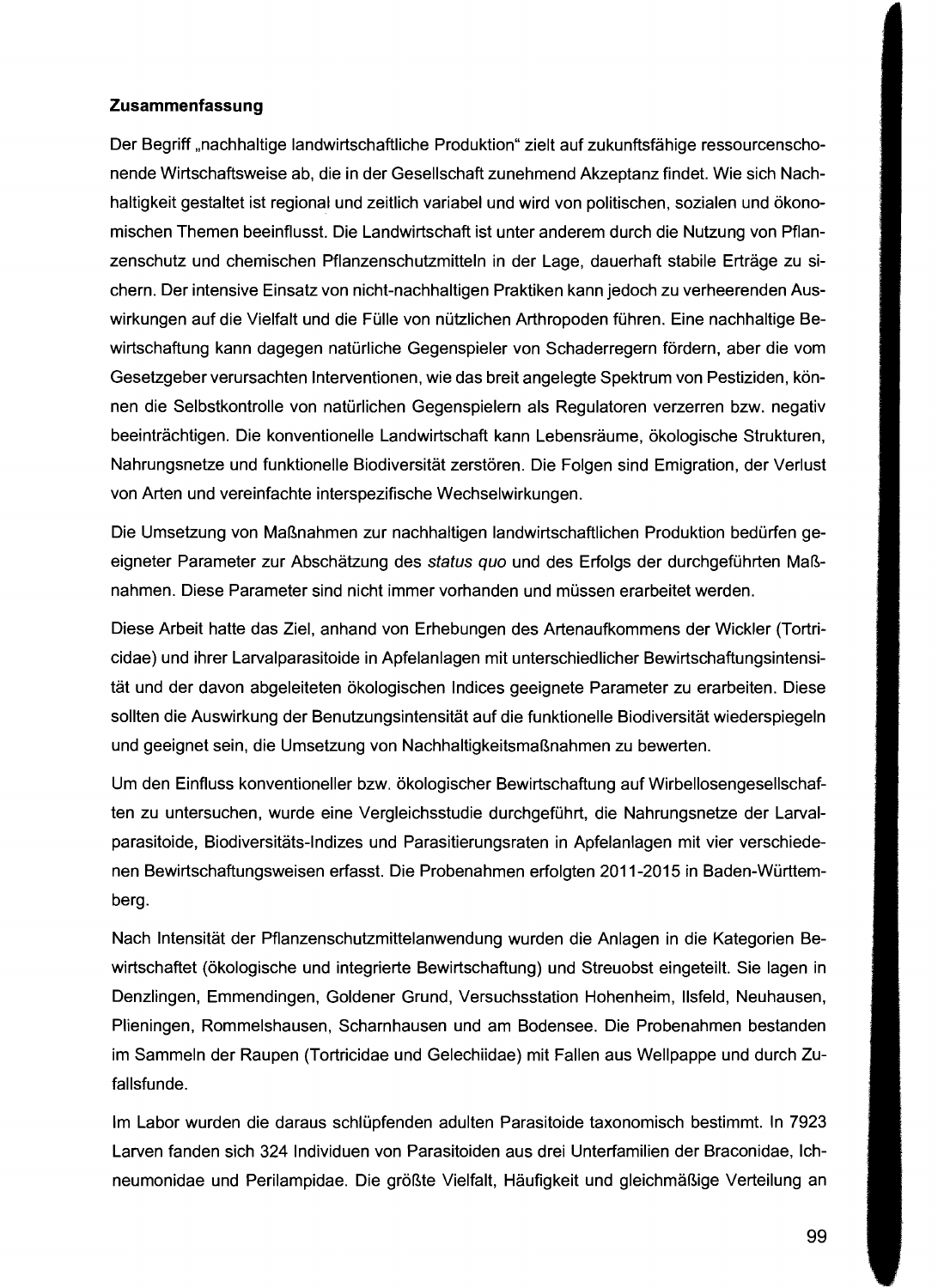**Zusammenfassung**

Der Begriff „nachhaltige landwirtschaftliche Produktion“ zielt auf zukunftsfähige ressourcenschonende Wirtschaftsweise ab, die in der Gesellschaft zunehmend Akzeptanz findet. Wie sich Nachhaltigkeit gestaltet ist regional und zeitlich variabel und wird von politischen, sozialen und ökonomischen Themen beeinflusst. Die Landwirtschaft ist unter anderem durch die Nutzung von Pflanzenschutz und chemischen Pflanzenschutzmitteln in der Lage, dauerhaft stabile Erträge zu sichern. Der intensive Einsatz von nicht-nachhaltigen Praktiken kann jedoch zu verheerenden Auswirkungen auf die Vielfalt und die Fülle von nützlichen Arthropoden führen. Eine nachhaltige Bewirtschaftung kann dagegen natürliche Gegenspieler von Schaderregern fördern, aber die vom Gesetzgeber verursachten Interventionen, wie das breit angelegte Spektrum von Pestiziden, können die Selbstkontrolle von natürlichen Gegenspielern als Regulatoren verzerren bzw. negativ beeinträchtigen. Die konventionelle Landwirtschaft kann Lebensräume, ökologische Strukturen, Nahrungsnetze und funktionelle Biodiversität zerstören. Die Folgen sind Emigration, der Verlust von Arten und vereinfachte interspezifische Wechselwirkungen.

Die Umsetzung von Maßnahmen zur nachhaltigen landwirtschaftlichen Produktion bedürfen geeigneter Parameter zur Abschätzung des *status quo* und des Erfolgs der durchgeführten Maßnahmen. Diese Parameter sind nicht immer vorhanden und müssen erarbeitet werden.

Diese Arbeit hatte das Ziel, anhand von Erhebungen des Artenaufkommens der Wickler (Tortricidae) und ihrer Larvalparasitoide in Apfelanlagen mit unterschiedlicher Bewirtschaftungsintensität und der davon abgeleiteten ökologischen Indices geeignete Parameter zu erarbeiten. Diese sollten die Auswirkung der Benutzungsintensität auf die funktionelle Biodiversität wiederspiegeln und geeignet sein, die Umsetzung von Nachhaltigkeitsmaßnahmen zu bewerten.

Um den Einfluss konventioneller bzw. ökologischer Bewirtschaftung auf Wirbellosengesellschaften zu untersuchen, wurde eine Vergleichsstudie durchgeführt, die Nahrungsnetze der Larvalparasitoide, Biodiversitäts-Indizes und Parasitierungsraten in Apfelanlagen mit vier verschiedenen Bewirtschaftungsweisen erfasst. Die Probenahmen erfolgten 2011-2015 in Baden-Württemberg.

Nach Intensität der Pflanzenschutzmittelanwendung wurden die Anlagen in die Kategorien Bewirtschaftet (ökologische und integrierte Bewirtschaftung) und Streuobst eingeteilt. Sie lagen in Denzlingen, Emmendingen, Goldener Grund, Versuchsstation Hohenheim, Ilsfeld, Neuhausen, Plieningen, Rommelshausen, Scharnhausen und am Bodensee. Die Probenahmen bestanden im Sammeln der Raupen (Tortricidae und Gelechiidae) mit Fallen aus Wellpappe und durch Zufallsfunde.

Im Labor wurden die daraus schlüpfenden adulten Parasitoide taxonomisch bestimmt. In 7923 Larven fanden sich 324 Individuen von Parasitoiden aus drei Unterfamilien der Braconidae, Ichneumonidae und Perilampidae. Die größte Vielfalt, Häufigkeit und gleichmäßige Verteilung an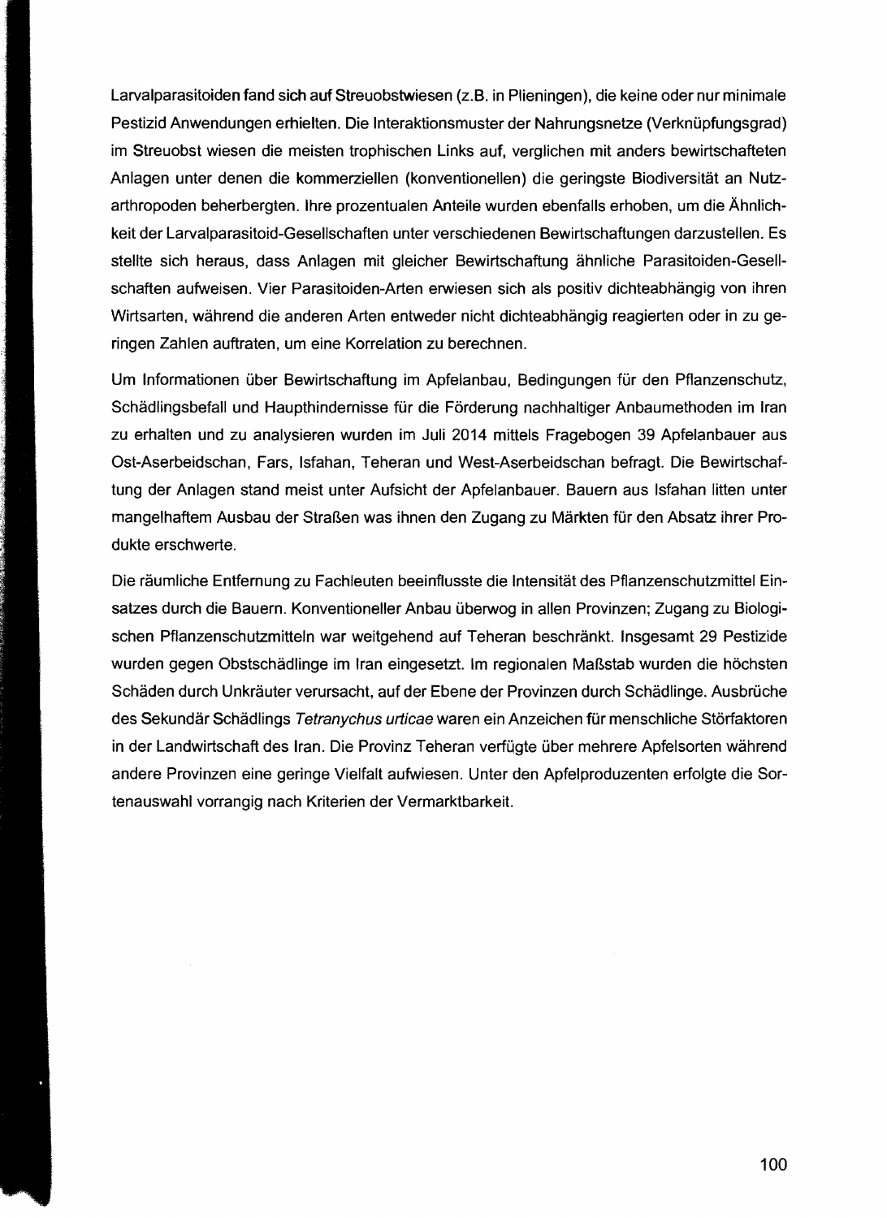Larvalparasitoiden fand sich auf Streuobstwiesen (z.B. in Plieningen), die keine oder nur minimale Pestizid Anwendungen erhielten. Die Interaktionsmuster der Nahrungsnetze (Verknüpfungsgrad) im Streuobst wiesen die meisten trophischen Links auf, verglichen mit anders bewirtschafteten Anlagen unter denen die kommerziellen (konventionellen) die geringste Biodiversität an Nutzarthropoden beherbergten. Ihre prozentualen Anteile wurden ebenfalls erhoben, um die Ähnlichkeit der Larvalparasitoid-Gesellschaften unter verschiedenen Bewirtschaftungen darzustellen. Es stellte sich heraus, dass Anlagen mit gleicher Bewirtschaftung ähnliche Parasitoiden-Gesellschaften aufweisen. Vier Parasitoiden-Arten erwiesen sich als positiv dichteabhängig von ihren Wirtsarten, während die anderen Arten entweder nicht dichteabhängig reagierten oder in zu geringen Zahlen auftraten, um eine Korrelation zu berechnen.

Um Informationen über Bewirtschaftung im Apfelanbau, Bedingungen für den Pflanzenschutz, Schädlingsbefall und Haupthindernisse für die Förderung nachhaltiger Anbaumethoden im Iran zu erhalten und zu analysieren wurden im Juli 2014 mittels Fragebogen 39 Apfelanbauer aus Ost-Aserbeidschan, Fars, Isfahan, Teheran und West-Aserbeidschan befragt. Die Bewirtschaftung der Anlagen stand meist unter Aufsicht der Apfelanbauer. Bauern aus Isfahan litten unter mangelhaftem Ausbau der Straßen was ihnen den Zugang zu Märkten für den Absatz ihrer Produkte erschwerte.

Die räumliche Entfernung zu Fachleuten beeinflusste die Intensität des Pflanzenschutzmittel Einsatzes durch die Bauern. Konventioneller Anbau überwog in allen Provinzen; Zugang zu Biologischen Pflanzenschutzmitteln war weitgehend auf Teheran beschränkt. Insgesamt 29 Pestizide wurden gegen Obstschädlinge im Iran eingesetzt. Im regionalen Maßstab wurden die höchsten Schäden durch Unkräuter verursacht, auf der Ebene der Provinzen durch Schädlinge. Ausbrüche des Sekundär Schädlings *Tetranychus urticae* waren ein Anzeichen für menschliche Störfaktoren in der Landwirtschaft des Iran. Die Provinz Teheran verfügte über mehrere Apfelsorten während andere Provinzen eine geringe Vielfalt aufwiesen. Unter den Apfelproduzenten erfolgte die Sortenauswahl vorrangig nach Kriterien der Vermarktbarkeit.